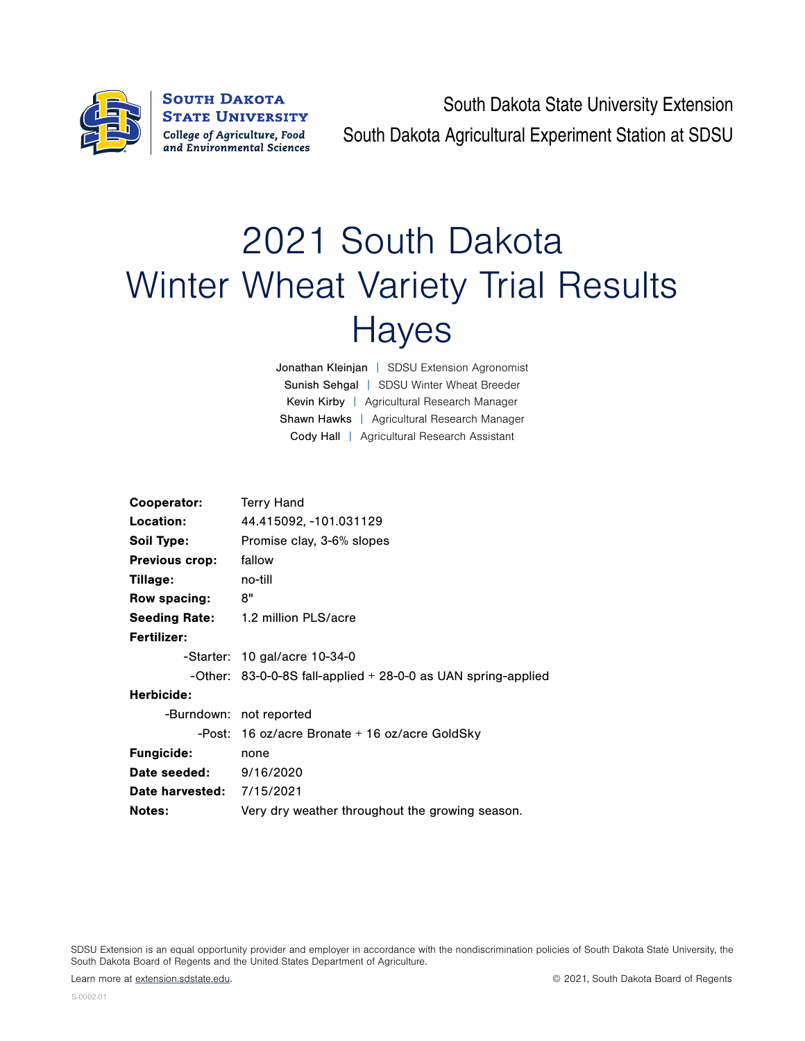South Dakota State University
College of Agriculture, Food and Environmental Sciences

South Dakota State University Extension
South Dakota Agricultural Experiment Station at SDSU

# 2021 South Dakota Winter Wheat Variety Trial Results Hayes

Jonathan Kleinjan | SDSU Extension Agronomist
Sunish Sehgal | SDSU Winter Wheat Breeder
Kevin Kirby | Agricultural Research Manager
Shawn Hawks | Agricultural Research Manager
Cody Hall | Agricultural Research Assistant

**Cooperator:** Terry Hand
**Location:** 44.415092, -101.031129
**Soil Type:** Promise clay, 3-6% slopes
**Previous crop:** fallow
**Tillage:** no-till
**Row spacing:** 8"
**Seeding Rate:** 1.2 million PLS/acre
**Fertilizer:**
-Starter: 10 gal/acre 10-34-0
-Other: 83-0-0-8S fall-applied + 28-0-0 as UAN spring-applied
**Herbicide:**
-Burndown: not reported
-Post: 16 oz/acre Bronate + 16 oz/acre GoldSky
**Fungicide:** none
**Date seeded:** 9/16/2020
**Date harvested:** 7/15/2021
**Notes:** Very dry weather throughout the growing season.

SDSU Extension is an equal opportunity provider and employer in accordance with the nondiscrimination policies of South Dakota State University, the South Dakota Board of Regents and the United States Department of Agriculture.

Learn more at extension.sdstate.edu.

© 2021, South Dakota Board of Regents

S-0002-01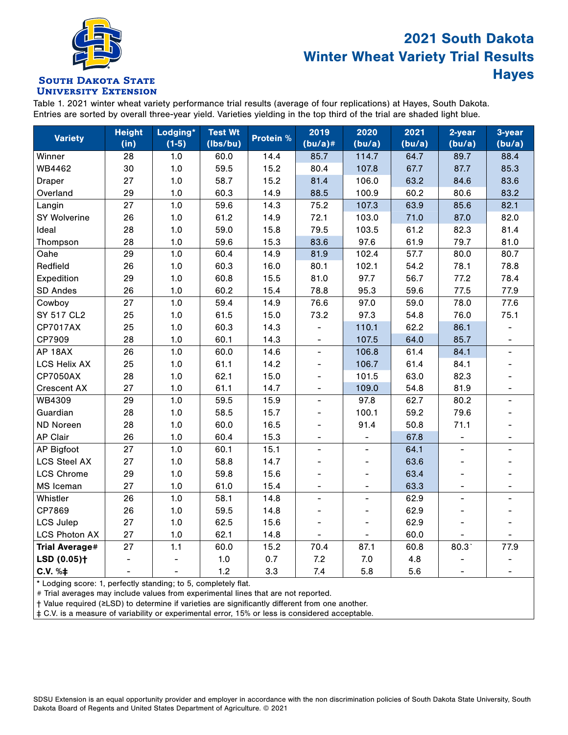**South Dakota State University Extension**

# 2021 South Dakota Winter Wheat Variety Trial Results Hayes

Table 1. 2021 winter wheat variety performance trial results (average of four replications) at Hayes, South Dakota. Entries are sorted by overall three-year yield. Varieties yielding in the top third of the trial are shaded light blue.

| Variety | Height (in) | Lodging* (1-5) | Test Wt (lbs/bu) | Protein % | 2019 (bu/a)# | 2020 (bu/a) | 2021 (bu/a) | 2-year (bu/a) | 3-year (bu/a) |
|---|---|---|---|---|---|---|---|---|---|
| Winner | 28 | 1.0 | 60.0 | 14.4 | 85.7 | 114.7 | 64.7 | 89.7 | 88.4 |
| WB4462 | 30 | 1.0 | 59.5 | 15.2 | 80.4 | 107.8 | 67.7 | 87.7 | 85.3 |
| Draper | 27 | 1.0 | 58.7 | 15.2 | 81.4 | 106.0 | 63.2 | 84.6 | 83.6 |
| Overland | 29 | 1.0 | 60.3 | 14.9 | 88.5 | 100.9 | 60.2 | 80.6 | 83.2 |
| Langin | 27 | 1.0 | 59.6 | 14.3 | 75.2 | 107.3 | 63.9 | 85.6 | 82.1 |
| SY Wolverine | 26 | 1.0 | 61.2 | 14.9 | 72.1 | 103.0 | 71.0 | 87.0 | 82.0 |
| Ideal | 28 | 1.0 | 59.0 | 15.8 | 79.5 | 103.5 | 61.2 | 82.3 | 81.4 |
| Thompson | 28 | 1.0 | 59.6 | 15.3 | 83.6 | 97.6 | 61.9 | 79.7 | 81.0 |
| Oahe | 29 | 1.0 | 60.4 | 14.9 | 81.9 | 102.4 | 57.7 | 80.0 | 80.7 |
| Redfield | 26 | 1.0 | 60.3 | 16.0 | 80.1 | 102.1 | 54.2 | 78.1 | 78.8 |
| Expedition | 29 | 1.0 | 60.8 | 15.5 | 81.0 | 97.7 | 56.7 | 77.2 | 78.4 |
| SD Andes | 26 | 1.0 | 60.2 | 15.4 | 78.8 | 95.3 | 59.6 | 77.5 | 77.9 |
| Cowboy | 27 | 1.0 | 59.4 | 14.9 | 76.6 | 97.0 | 59.0 | 78.0 | 77.6 |
| SY 517 CL2 | 25 | 1.0 | 61.5 | 15.0 | 73.2 | 97.3 | 54.8 | 76.0 | 75.1 |
| CP7017AX | 25 | 1.0 | 60.3 | 14.3 | - | 110.1 | 62.2 | 86.1 | - |
| CP7909 | 28 | 1.0 | 60.1 | 14.3 | - | 107.5 | 64.0 | 85.7 | - |
| AP 18AX | 26 | 1.0 | 60.0 | 14.6 | - | 106.8 | 61.4 | 84.1 | - |
| LCS Helix AX | 25 | 1.0 | 61.1 | 14.2 | - | 106.7 | 61.4 | 84.1 | - |
| CP7050AX | 28 | 1.0 | 62.1 | 15.0 | - | 101.5 | 63.0 | 82.3 | - |
| Crescent AX | 27 | 1.0 | 61.1 | 14.7 | - | 109.0 | 54.8 | 81.9 | - |
| WB4309 | 29 | 1.0 | 59.5 | 15.9 | - | 97.8 | 62.7 | 80.2 | - |
| Guardian | 28 | 1.0 | 58.5 | 15.7 | - | 100.1 | 59.2 | 79.6 | - |
| ND Noreen | 28 | 1.0 | 60.0 | 16.5 | - | 91.4 | 50.8 | 71.1 | - |
| AP Clair | 26 | 1.0 | 60.4 | 15.3 | - | - | 67.8 | - | - |
| AP Bigfoot | 27 | 1.0 | 60.1 | 15.1 | - | - | 64.1 | - | - |
| LCS Steel AX | 27 | 1.0 | 58.8 | 14.7 | - | - | 63.6 | - | - |
| LCS Chrome | 29 | 1.0 | 59.8 | 15.6 | - | - | 63.4 | - | - |
| MS Iceman | 27 | 1.0 | 61.0 | 15.4 | - | - | 63.3 | - | - |
| Whistler | 26 | 1.0 | 58.1 | 14.8 | - | - | 62.9 | - | - |
| CP7869 | 26 | 1.0 | 59.5 | 14.8 | - | - | 62.9 | - | - |
| LCS Julep | 27 | 1.0 | 62.5 | 15.6 | - | - | 62.9 | - | - |
| LCS Photon AX | 27 | 1.0 | 62.1 | 14.8 | - | - | 60.0 | - | - |
| **Trial Average#** | 27 | 1.1 | 60.0 | 15.2 | 70.4 | 87.1 | 60.8 | 80.3` | 77.9 |
| **LSD (0.05)†** | - | - | 1.0 | 0.7 | 7.2 | 7.0 | 4.8 | - | - |
| **C.V. %‡** | - | - | 1.2 | 3.3 | 7.4 | 5.8 | 5.6 | - | - |

\* Lodging score: 1, perfectly standing; to 5, completely flat.
\# Trial averages may include values from experimental lines that are not reported.
† Value required (≥LSD) to determine if varieties are significantly different from one another.
‡ C.V. is a measure of variability or experimental error, 15% or less is considered acceptable.

SDSU Extension is an equal opportunity provider and employer in accordance with the non discrimination policies of South Dakota State University, South Dakota Board of Regents and United States Department of Agriculture. © 2021